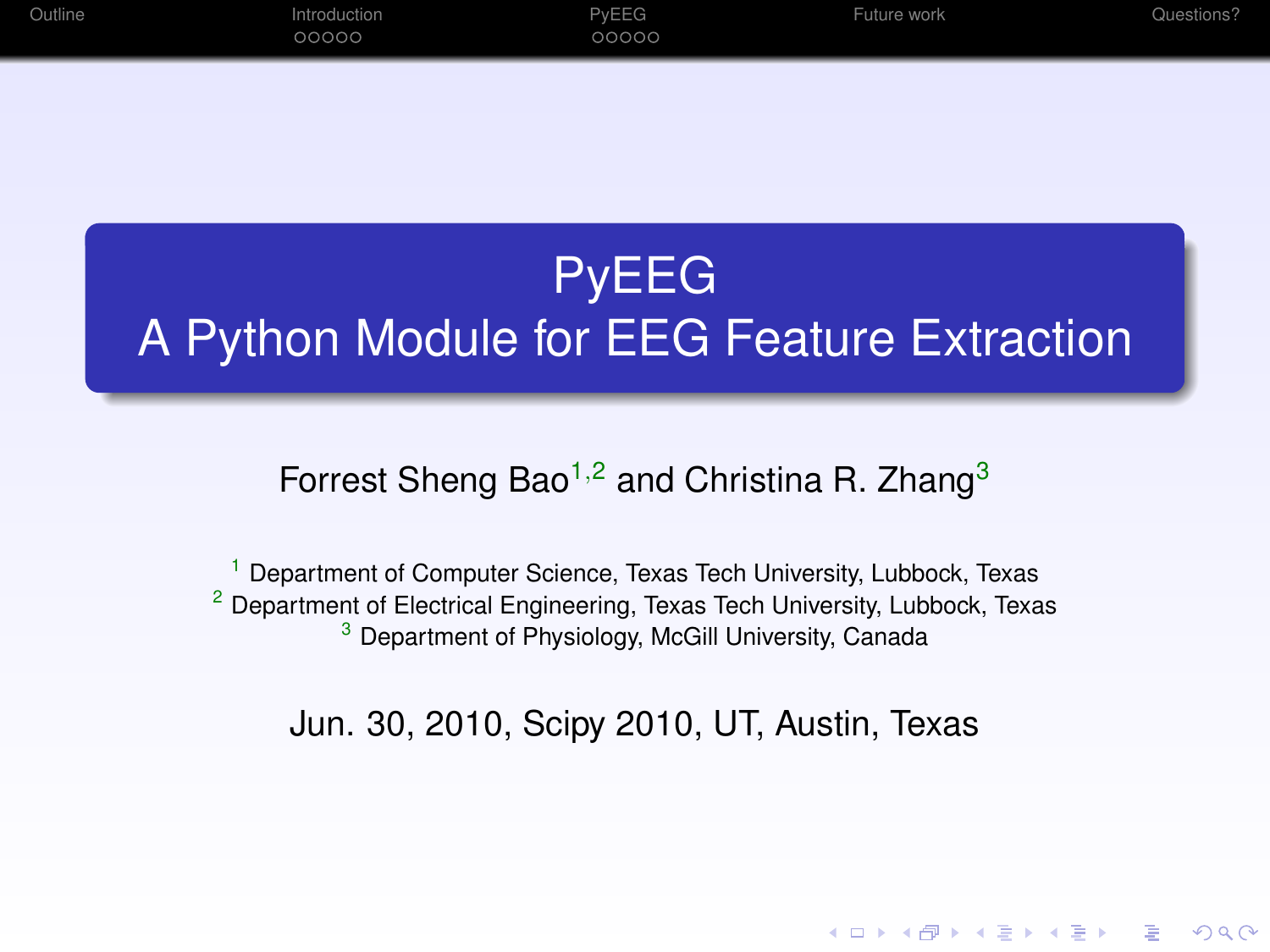# PyEEG
# A Python Module for EEG Feature Extraction

Forrest Sheng Bao[1,2] and Christina R. Zhang[3]

[1] Department of Computer Science, Texas Tech University, Lubbock, Texas
[2] Department of Electrical Engineering, Texas Tech University, Lubbock, Texas
[3] Department of Physiology, McGill University, Canada

Jun. 30, 2010, Scipy 2010, UT, Austin, Texas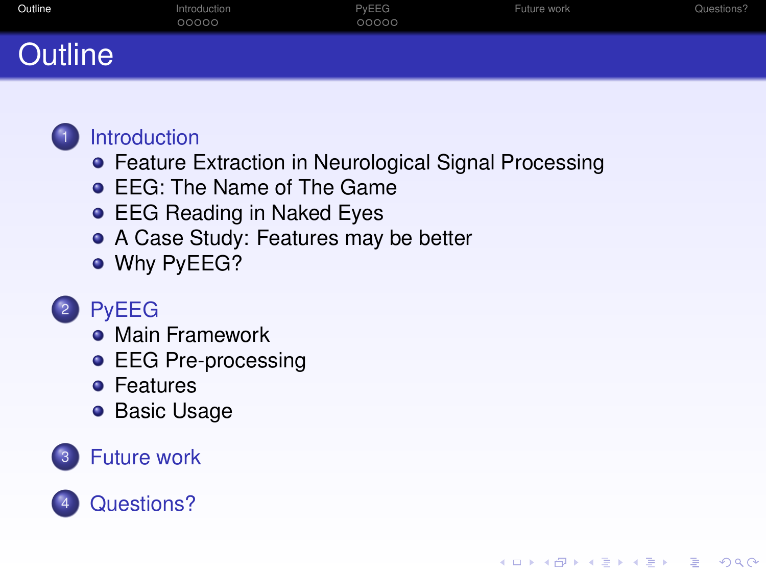# Outline

1. Introduction
   - Feature Extraction in Neurological Signal Processing
   - EEG: The Name of The Game
   - EEG Reading in Naked Eyes
   - A Case Study: Features may be better
   - Why PyEEG?
2. PyEEG
   - Main Framework
   - EEG Pre-processing
   - Features
   - Basic Usage
3. Future work
4. Questions?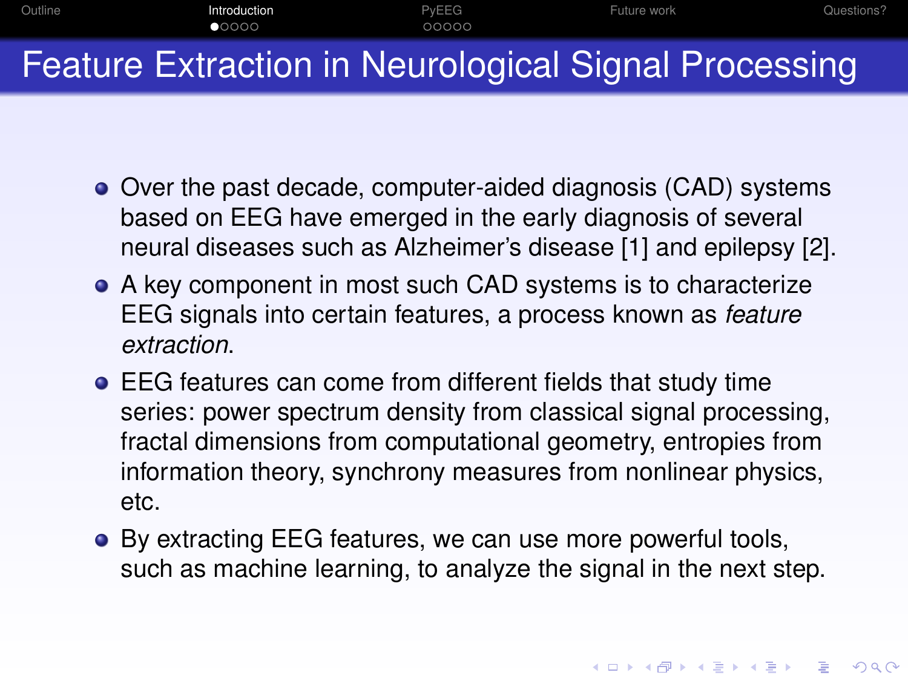# Feature Extraction in Neurological Signal Processing

- Over the past decade, computer-aided diagnosis (CAD) systems based on EEG have emerged in the early diagnosis of several neural diseases such as Alzheimer's disease [1] and epilepsy [2].
- A key component in most such CAD systems is to characterize EEG signals into certain features, a process known as *feature extraction*.
- EEG features can come from different fields that study time series: power spectrum density from classical signal processing, fractal dimensions from computational geometry, entropies from information theory, synchrony measures from nonlinear physics, etc.
- By extracting EEG features, we can use more powerful tools, such as machine learning, to analyze the signal in the next step.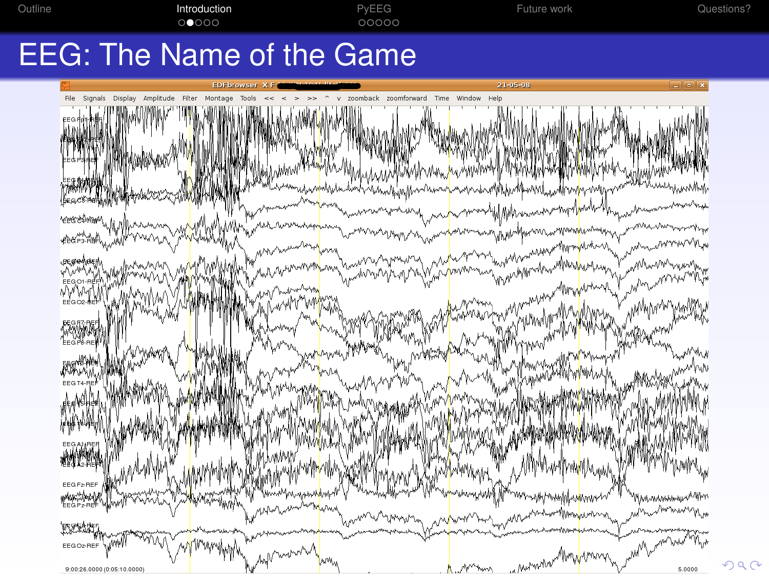# EEG: The Name of the Game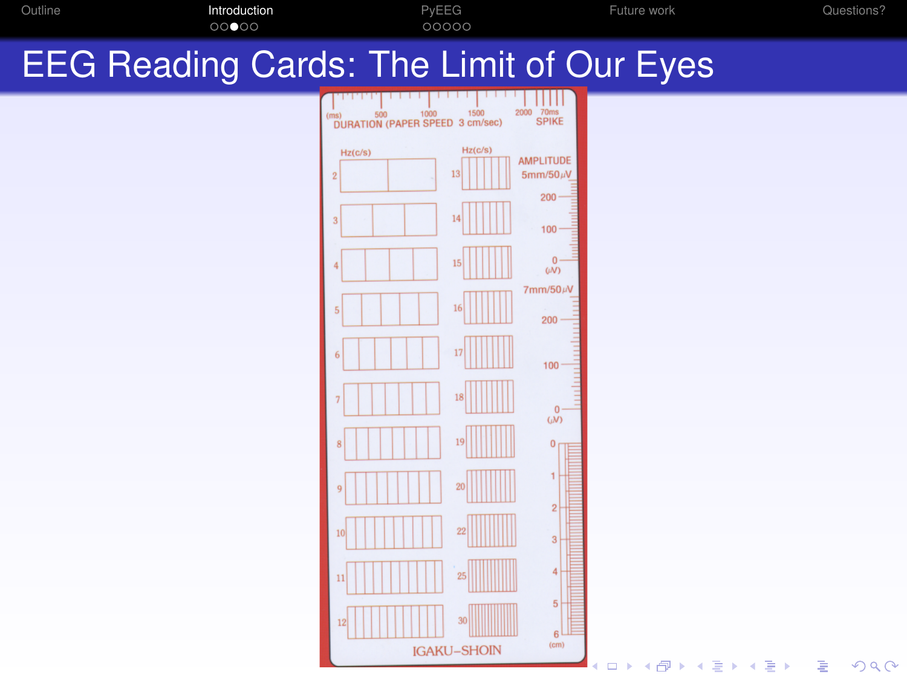# EEG Reading Cards: The Limit of Our Eyes

(ms) 500 1000 1500 2000 70ms

DURATION (PAPER SPEED 3 cm/sec) SPIKE

Hz(c/s) Hz(c/s)

2 3 4 5 6 7 8 9 10 11 12

13 14 15 16 17 18 19 20 22 25 30

AMPLITUDE 5mm/50μV

200 100 0 (μV)

7mm/50μV

200 100 0 (μV)

0 1 2 3 4 5 6 (cm)

IGAKU–SHOIN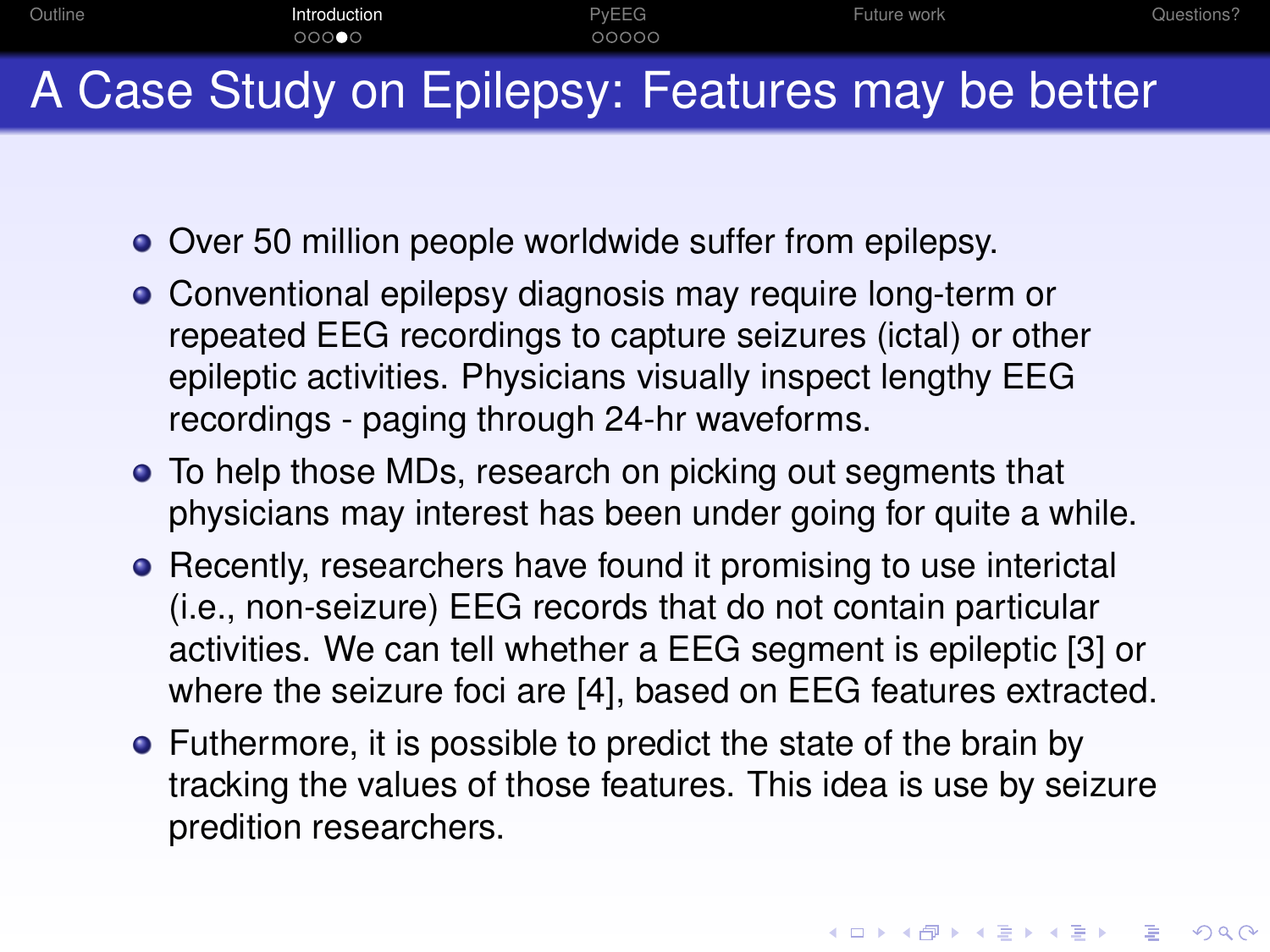# A Case Study on Epilepsy: Features may be better

- Over 50 million people worldwide suffer from epilepsy.
- Conventional epilepsy diagnosis may require long-term or repeated EEG recordings to capture seizures (ictal) or other epileptic activities. Physicians visually inspect lengthy EEG recordings - paging through 24-hr waveforms.
- To help those MDs, research on picking out segments that physicians may interest has been under going for quite a while.
- Recently, researchers have found it promising to use interictal (i.e., non-seizure) EEG records that do not contain particular activities. We can tell whether a EEG segment is epileptic [3] or where the seizure foci are [4], based on EEG features extracted.
- Futhermore, it is possible to predict the state of the brain by tracking the values of those features. This idea is use by seizure predition researchers.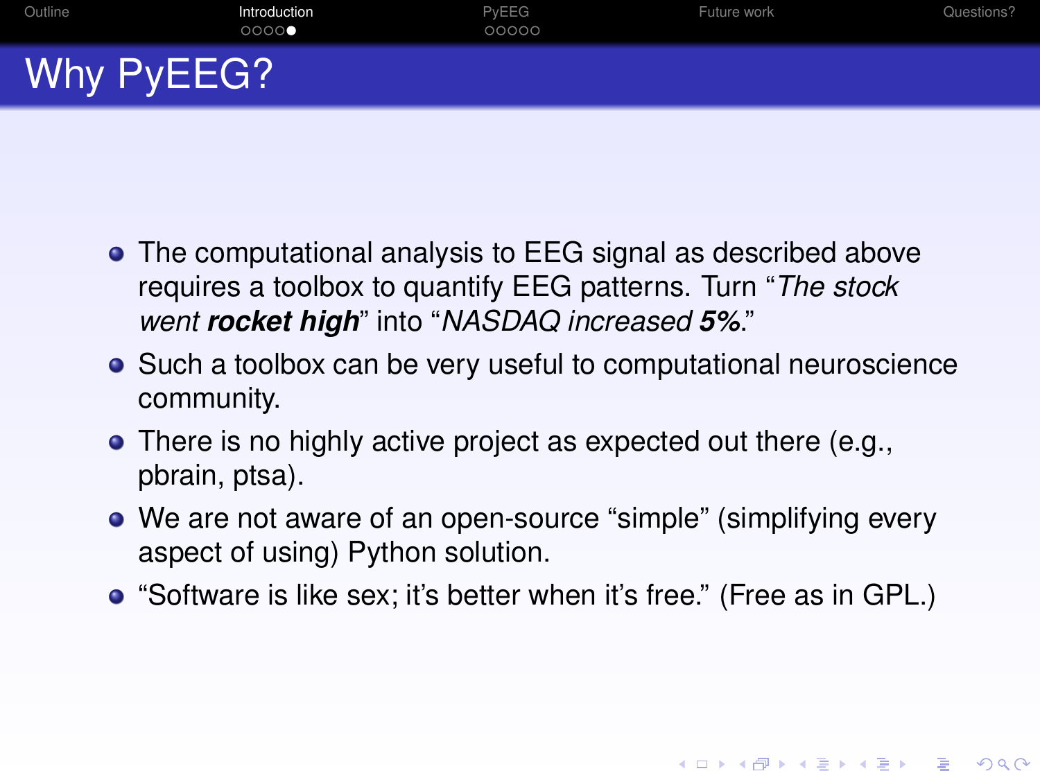# Why PyEEG?

- The computational analysis to EEG signal as described above requires a toolbox to quantify EEG patterns. Turn "*The stock went **rocket high***" into "*NASDAQ increased **5%***."
- Such a toolbox can be very useful to computational neuroscience community.
- There is no highly active project as expected out there (e.g., pbrain, ptsa).
- We are not aware of an open-source "simple" (simplifying every aspect of using) Python solution.
- "Software is like sex; it's better when it's free." (Free as in GPL.)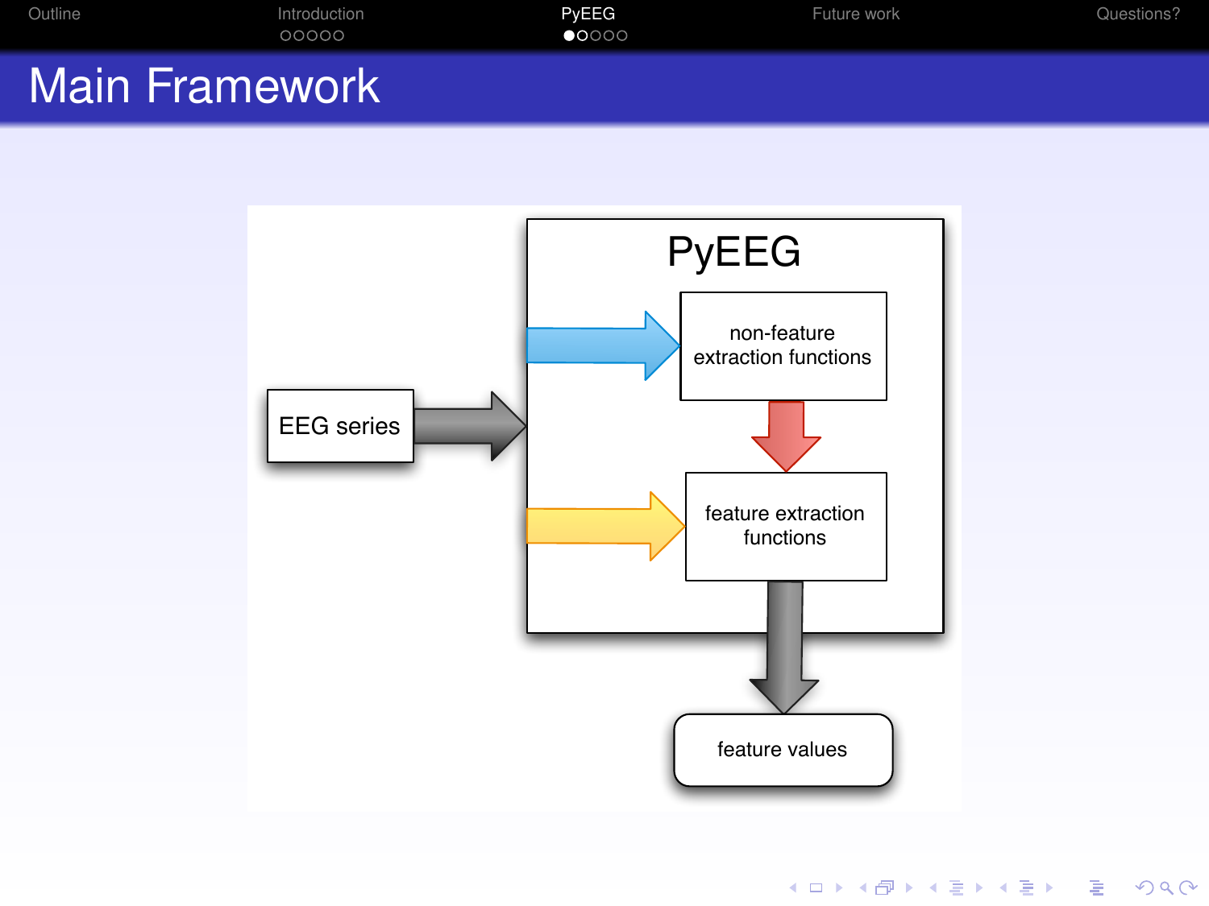# Main Framework

PyEEG

EEG series

non-feature extraction functions

feature extraction functions

feature values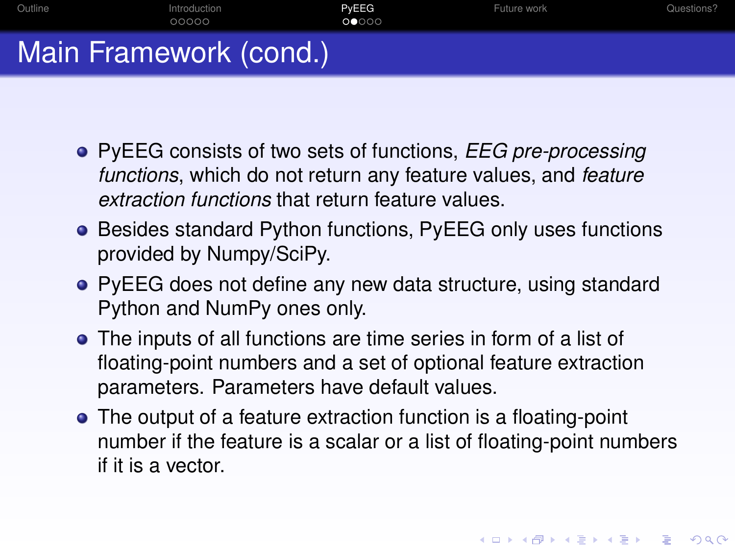# Main Framework (cond.)

- PyEEG consists of two sets of functions, *EEG pre-processing functions*, which do not return any feature values, and *feature extraction functions* that return feature values.
- Besides standard Python functions, PyEEG only uses functions provided by Numpy/SciPy.
- PyEEG does not define any new data structure, using standard Python and NumPy ones only.
- The inputs of all functions are time series in form of a list of floating-point numbers and a set of optional feature extraction parameters. Parameters have default values.
- The output of a feature extraction function is a floating-point number if the feature is a scalar or a list of floating-point numbers if it is a vector.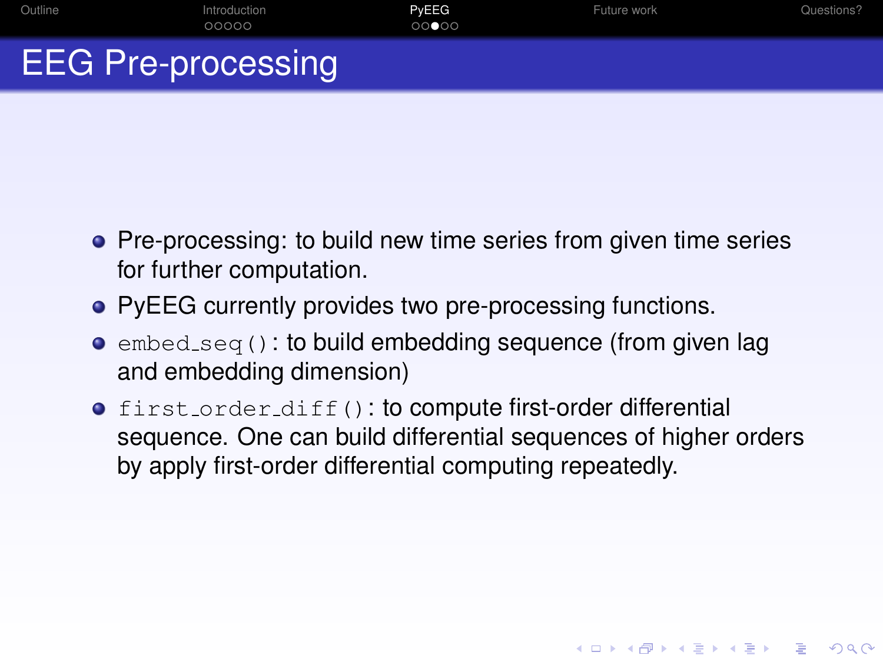# EEG Pre-processing

- Pre-processing: to build new time series from given time series for further computation.
- PyEEG currently provides two pre-processing functions.
- `embed_seq()`: to build embedding sequence (from given lag and embedding dimension)
- `first_order_diff()`: to compute first-order differential sequence. One can build differential sequences of higher orders by apply first-order differential computing repeatedly.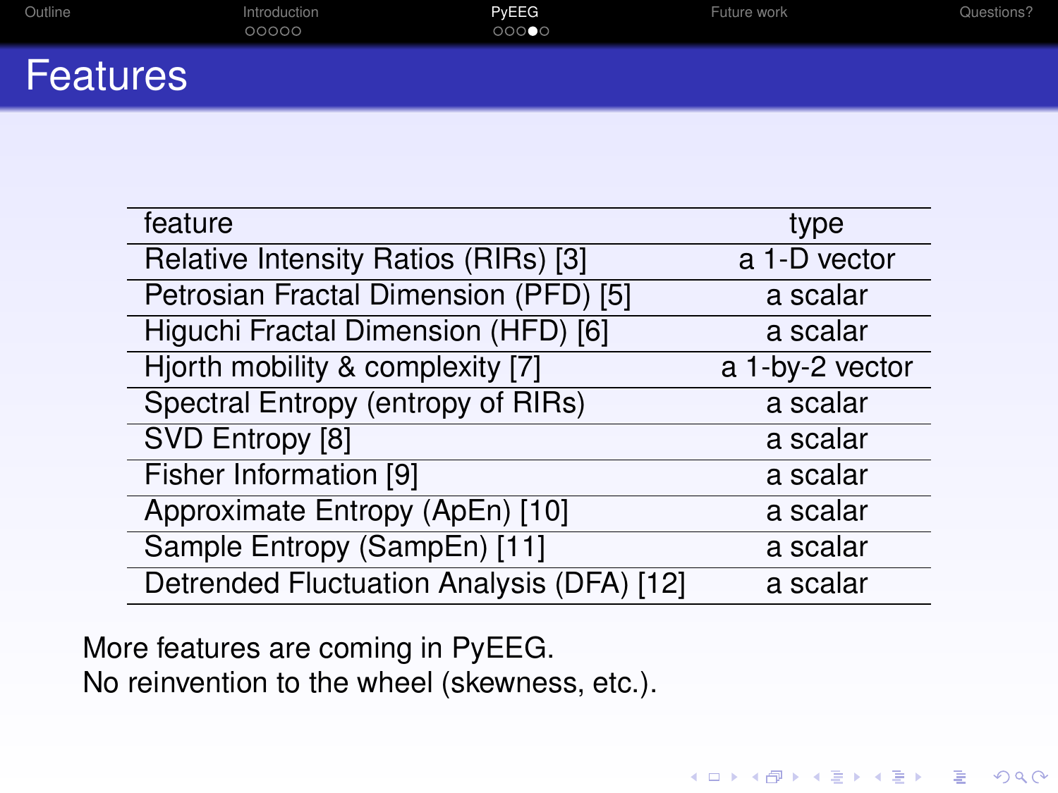# Features

| feature | type |
| --- | --- |
| Relative Intensity Ratios (RIRs) [3] | a 1-D vector |
| Petrosian Fractal Dimension (PFD) [5] | a scalar |
| Higuchi Fractal Dimension (HFD) [6] | a scalar |
| Hjorth mobility & complexity [7] | a 1-by-2 vector |
| Spectral Entropy (entropy of RIRs) | a scalar |
| SVD Entropy [8] | a scalar |
| Fisher Information [9] | a scalar |
| Approximate Entropy (ApEn) [10] | a scalar |
| Sample Entropy (SampEn) [11] | a scalar |
| Detrended Fluctuation Analysis (DFA) [12] | a scalar |

More features are coming in PyEEG.
No reinvention to the wheel (skewness, etc.).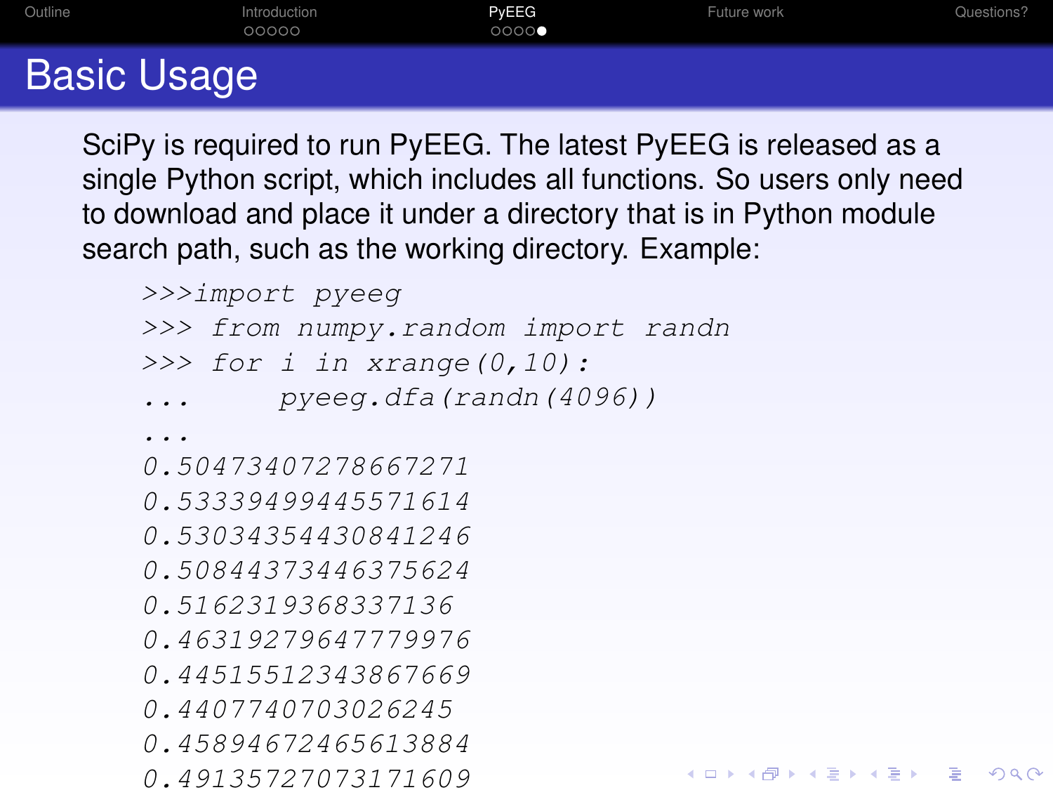## Basic Usage

SciPy is required to run PyEEG. The latest PyEEG is released as a single Python script, which includes all functions. So users only need to download and place it under a directory that is in Python module search path, such as the working directory. Example:

```
>>>import pyeeg
>>> from numpy.random import randn
>>> for i in xrange(0,10):
...     pyeeg.dfa(randn(4096))
...
0.50473407278667271
0.53339499445571614
0.53034354430841246
0.50844373446375624
0.5162319368337136
0.46319279647779976
0.44515512343867669
0.4407740703026245
0.45894672465613884
0.49135727073171609
```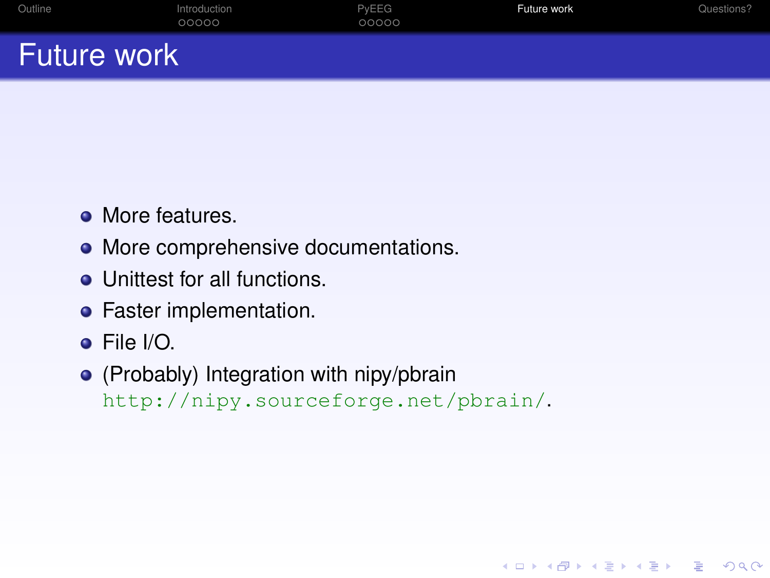# Future work

- More features.
- More comprehensive documentations.
- Unittest for all functions.
- Faster implementation.
- File I/O.
- (Probably) Integration with nipy/pbrain http://nipy.sourceforge.net/pbrain/.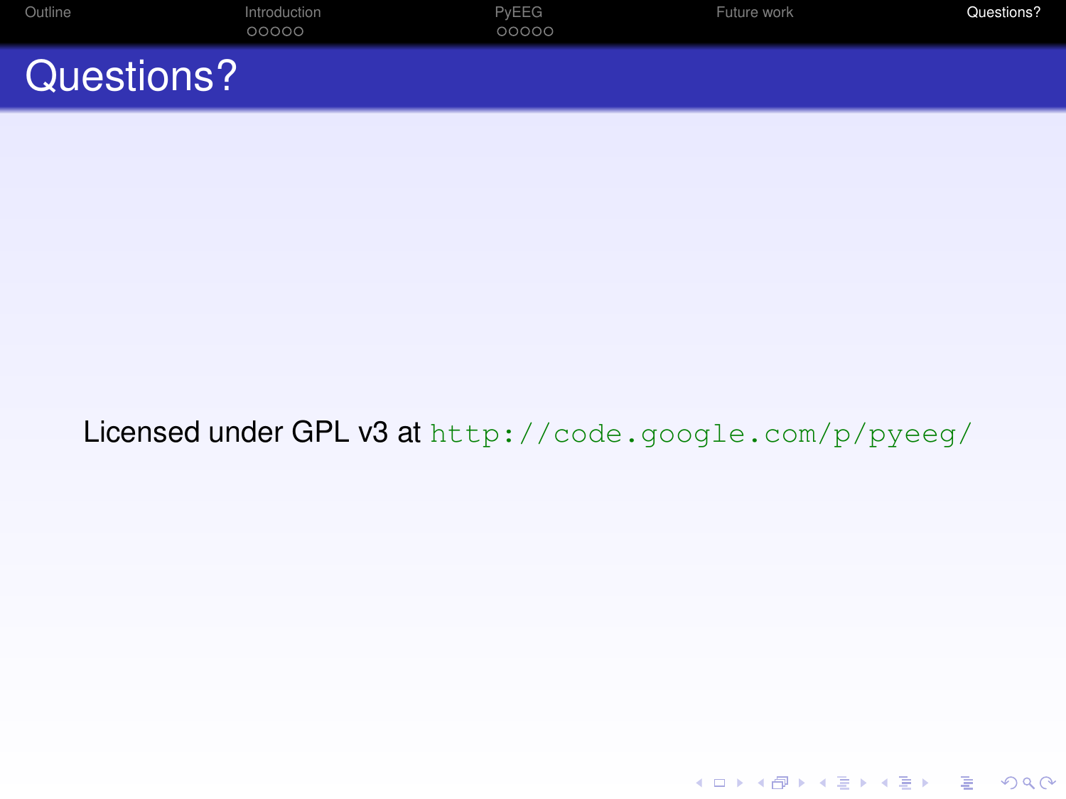# Questions?

Licensed under GPL v3 at `http://code.google.com/p/pyeeg/`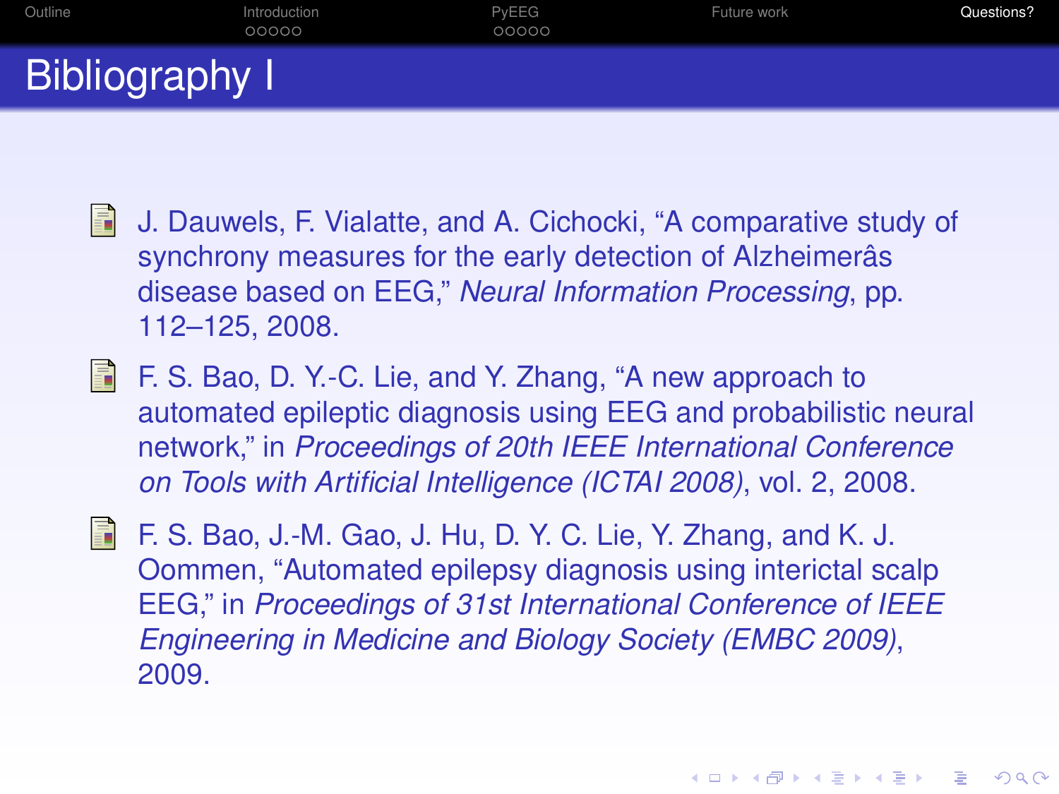# Bibliography I

- J. Dauwels, F. Vialatte, and A. Cichocki, "A comparative study of synchrony measures for the early detection of Alzheimerâs disease based on EEG," *Neural Information Processing*, pp. 112–125, 2008.

- F. S. Bao, D. Y.-C. Lie, and Y. Zhang, "A new approach to automated epileptic diagnosis using EEG and probabilistic neural network," in *Proceedings of 20th IEEE International Conference on Tools with Artificial Intelligence (ICTAI 2008)*, vol. 2, 2008.

- F. S. Bao, J.-M. Gao, J. Hu, D. Y. C. Lie, Y. Zhang, and K. J. Oommen, "Automated epilepsy diagnosis using interictal scalp EEG," in *Proceedings of 31st International Conference of IEEE Engineering in Medicine and Biology Society (EMBC 2009)*, 2009.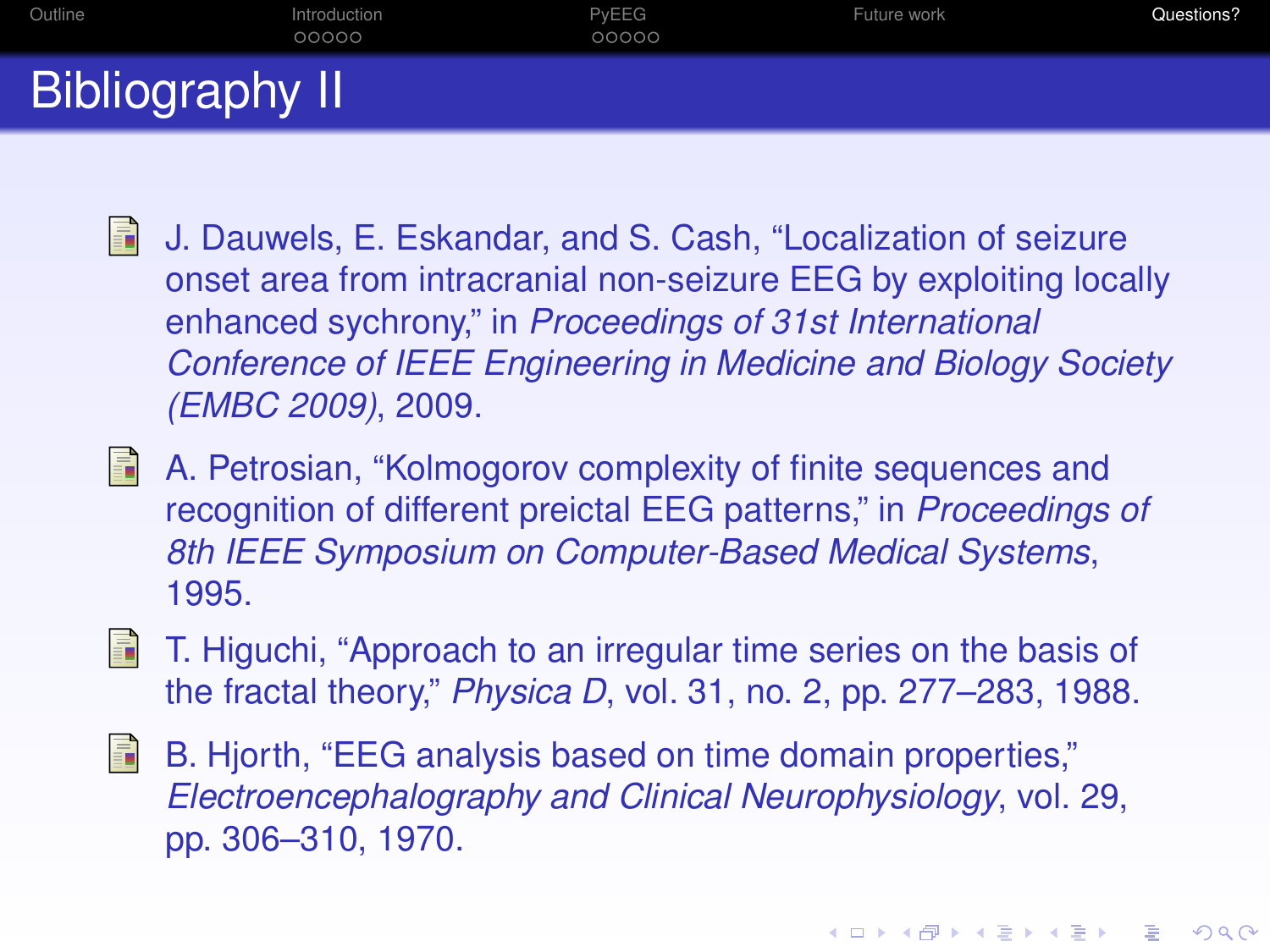# Bibliography II

- J. Dauwels, E. Eskandar, and S. Cash, “Localization of seizure onset area from intracranial non-seizure EEG by exploiting locally enhanced sychrony,” in *Proceedings of 31st International Conference of IEEE Engineering in Medicine and Biology Society (EMBC 2009)*, 2009.

- A. Petrosian, “Kolmogorov complexity of finite sequences and recognition of different preictal EEG patterns,” in *Proceedings of 8th IEEE Symposium on Computer-Based Medical Systems*, 1995.

- T. Higuchi, “Approach to an irregular time series on the basis of the fractal theory,” *Physica D*, vol. 31, no. 2, pp. 277–283, 1988.

- B. Hjorth, “EEG analysis based on time domain properties,” *Electroencephalography and Clinical Neurophysiology*, vol. 29, pp. 306–310, 1970.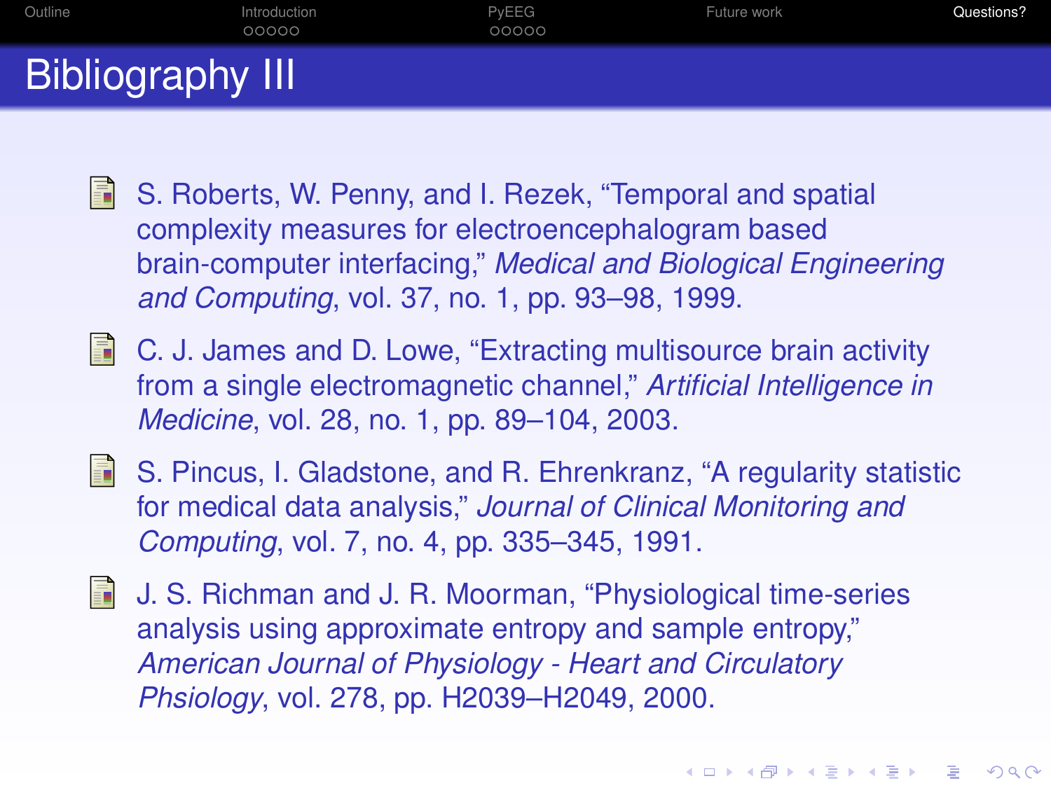# Bibliography III

- S. Roberts, W. Penny, and I. Rezek, "Temporal and spatial complexity measures for electroencephalogram based brain-computer interfacing," *Medical and Biological Engineering and Computing*, vol. 37, no. 1, pp. 93–98, 1999.

- C. J. James and D. Lowe, "Extracting multisource brain activity from a single electromagnetic channel," *Artificial Intelligence in Medicine*, vol. 28, no. 1, pp. 89–104, 2003.

- S. Pincus, I. Gladstone, and R. Ehrenkranz, "A regularity statistic for medical data analysis," *Journal of Clinical Monitoring and Computing*, vol. 7, no. 4, pp. 335–345, 1991.

- J. S. Richman and J. R. Moorman, "Physiological time-series analysis using approximate entropy and sample entropy," *American Journal of Physiology - Heart and Circulatory Phsiology*, vol. 278, pp. H2039–H2049, 2000.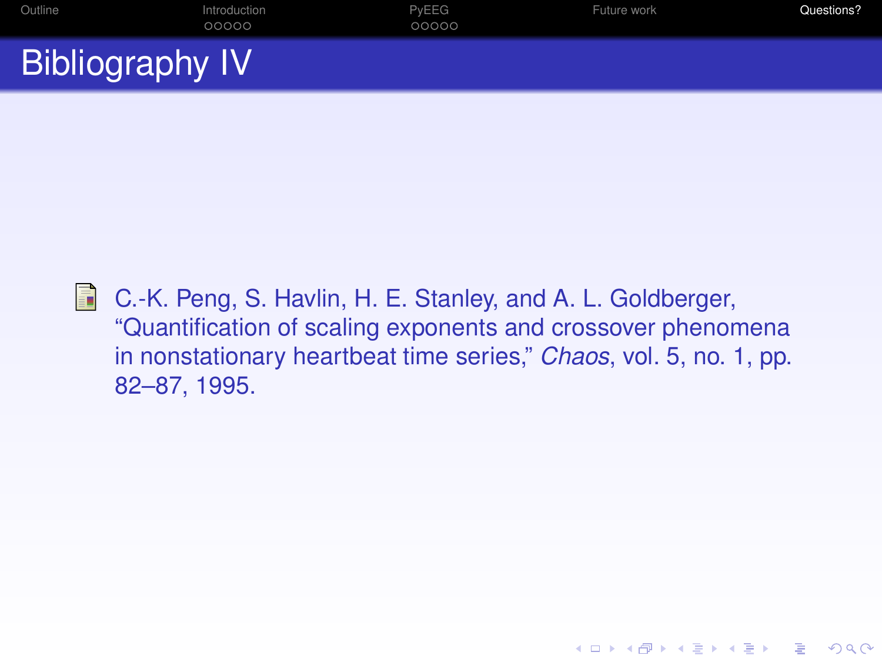# Bibliography IV

C.-K. Peng, S. Havlin, H. E. Stanley, and A. L. Goldberger, "Quantification of scaling exponents and crossover phenomena in nonstationary heartbeat time series," *Chaos*, vol. 5, no. 1, pp. 82–87, 1995.